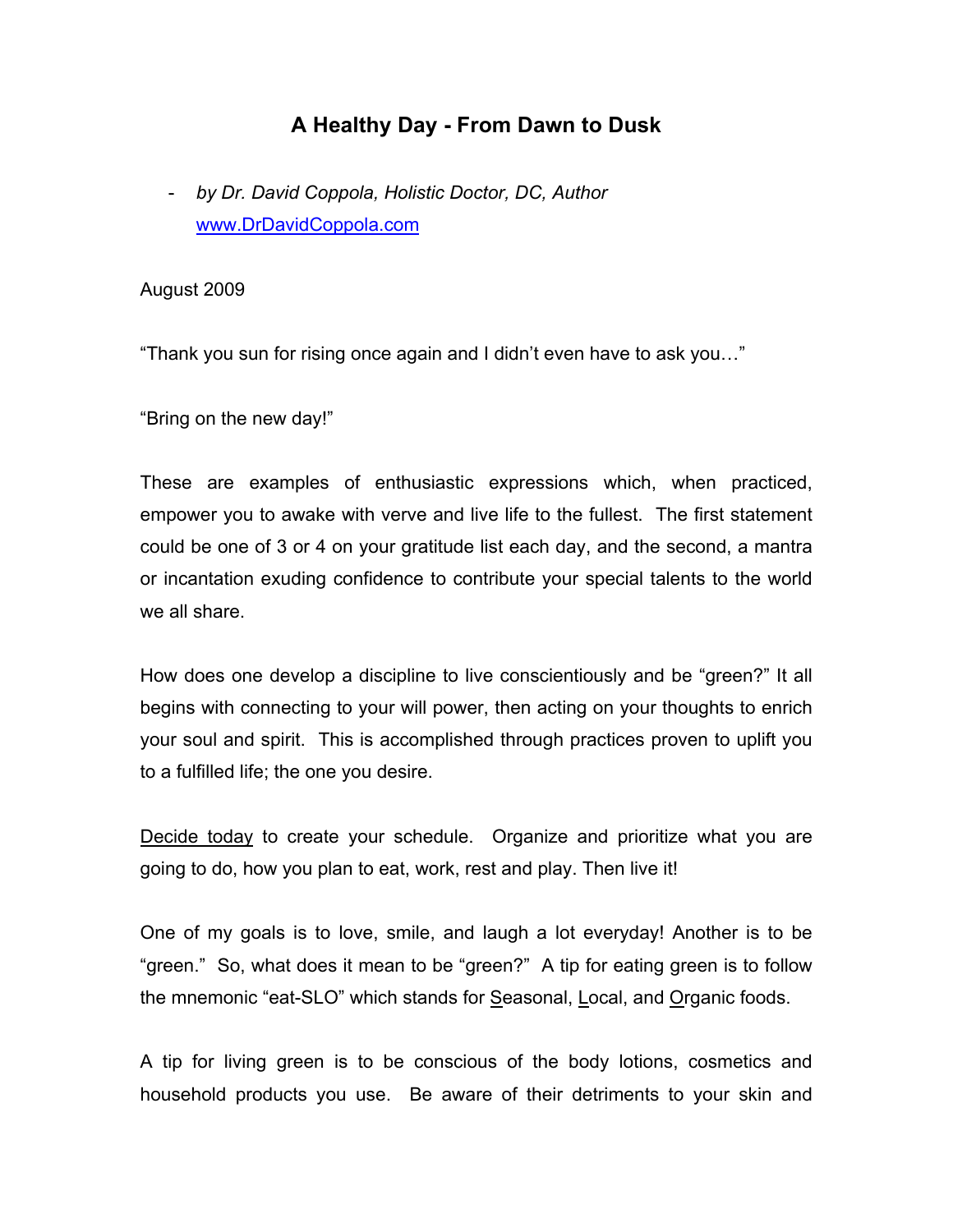# A Healthy Day - From Dawn to Dusk

- *by Dr. David Coppola, Holistic Doctor, DC, Author*
  [www.DrDavidCoppola.com](http://www.DrDavidCoppola.com)

August 2009

“Thank you sun for rising once again and I didn’t even have to ask you…”

“Bring on the new day!”

These are examples of enthusiastic expressions which, when practiced, empower you to awake with verve and live life to the fullest. The first statement could be one of 3 or 4 on your gratitude list each day, and the second, a mantra or incantation exuding confidence to contribute your special talents to the world we all share.

How does one develop a discipline to live conscientiously and be “green?” It all begins with connecting to your will power, then acting on your thoughts to enrich your soul and spirit. This is accomplished through practices proven to uplift you to a fulfilled life; the one you desire.

<u>Decide today</u> to create your schedule. Organize and prioritize what you are going to do, how you plan to eat, work, rest and play. Then live it!

One of my goals is to love, smile, and laugh a lot everyday! Another is to be “green.” So, what does it mean to be “green?” A tip for eating green is to follow the mnemonic “eat-SLO” which stands for <u>S</u>easonal, <u>L</u>ocal, and <u>O</u>rganic foods.

A tip for living green is to be conscious of the body lotions, cosmetics and household products you use. Be aware of their detriments to your skin and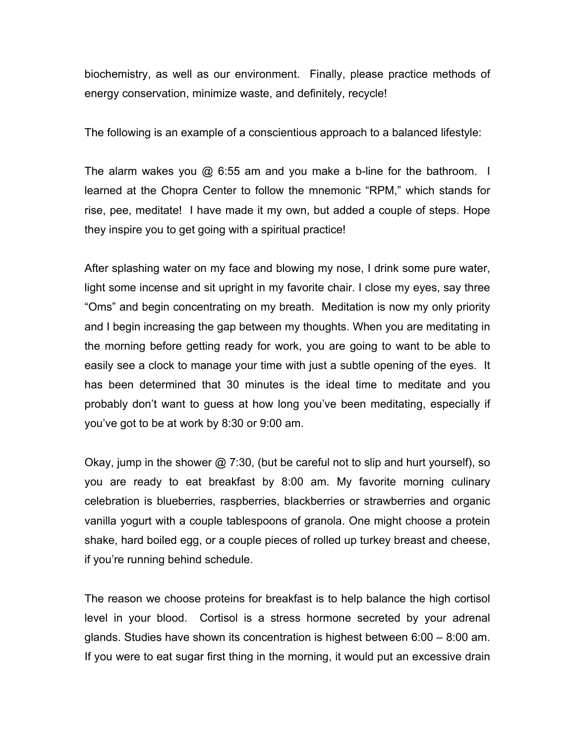biochemistry, as well as our environment. Finally, please practice methods of energy conservation, minimize waste, and definitely, recycle!

The following is an example of a conscientious approach to a balanced lifestyle:

The alarm wakes you @ 6:55 am and you make a b-line for the bathroom. I learned at the Chopra Center to follow the mnemonic "RPM," which stands for rise, pee, meditate! I have made it my own, but added a couple of steps. Hope they inspire you to get going with a spiritual practice!

After splashing water on my face and blowing my nose, I drink some pure water, light some incense and sit upright in my favorite chair. I close my eyes, say three "Oms" and begin concentrating on my breath. Meditation is now my only priority and I begin increasing the gap between my thoughts. When you are meditating in the morning before getting ready for work, you are going to want to be able to easily see a clock to manage your time with just a subtle opening of the eyes. It has been determined that 30 minutes is the ideal time to meditate and you probably don't want to guess at how long you've been meditating, especially if you've got to be at work by 8:30 or 9:00 am.

Okay, jump in the shower @ 7:30, (but be careful not to slip and hurt yourself), so you are ready to eat breakfast by 8:00 am. My favorite morning culinary celebration is blueberries, raspberries, blackberries or strawberries and organic vanilla yogurt with a couple tablespoons of granola. One might choose a protein shake, hard boiled egg, or a couple pieces of rolled up turkey breast and cheese, if you're running behind schedule.

The reason we choose proteins for breakfast is to help balance the high cortisol level in your blood. Cortisol is a stress hormone secreted by your adrenal glands. Studies have shown its concentration is highest between 6:00 – 8:00 am. If you were to eat sugar first thing in the morning, it would put an excessive drain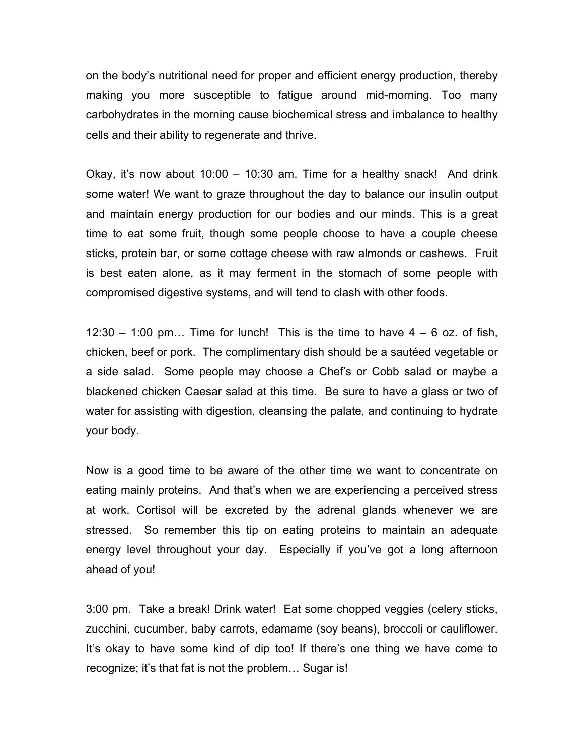on the body's nutritional need for proper and efficient energy production, thereby making you more susceptible to fatigue around mid-morning. Too many carbohydrates in the morning cause biochemical stress and imbalance to healthy cells and their ability to regenerate and thrive.

Okay, it's now about 10:00 – 10:30 am. Time for a healthy snack! And drink some water! We want to graze throughout the day to balance our insulin output and maintain energy production for our bodies and our minds. This is a great time to eat some fruit, though some people choose to have a couple cheese sticks, protein bar, or some cottage cheese with raw almonds or cashews. Fruit is best eaten alone, as it may ferment in the stomach of some people with compromised digestive systems, and will tend to clash with other foods.

12:30 – 1:00 pm… Time for lunch! This is the time to have 4 – 6 oz. of fish, chicken, beef or pork. The complimentary dish should be a sautéed vegetable or a side salad. Some people may choose a Chef's or Cobb salad or maybe a blackened chicken Caesar salad at this time. Be sure to have a glass or two of water for assisting with digestion, cleansing the palate, and continuing to hydrate your body.

Now is a good time to be aware of the other time we want to concentrate on eating mainly proteins. And that's when we are experiencing a perceived stress at work. Cortisol will be excreted by the adrenal glands whenever we are stressed. So remember this tip on eating proteins to maintain an adequate energy level throughout your day. Especially if you've got a long afternoon ahead of you!

3:00 pm. Take a break! Drink water! Eat some chopped veggies (celery sticks, zucchini, cucumber, baby carrots, edamame (soy beans), broccoli or cauliflower. It's okay to have some kind of dip too! If there's one thing we have come to recognize; it's that fat is not the problem… Sugar is!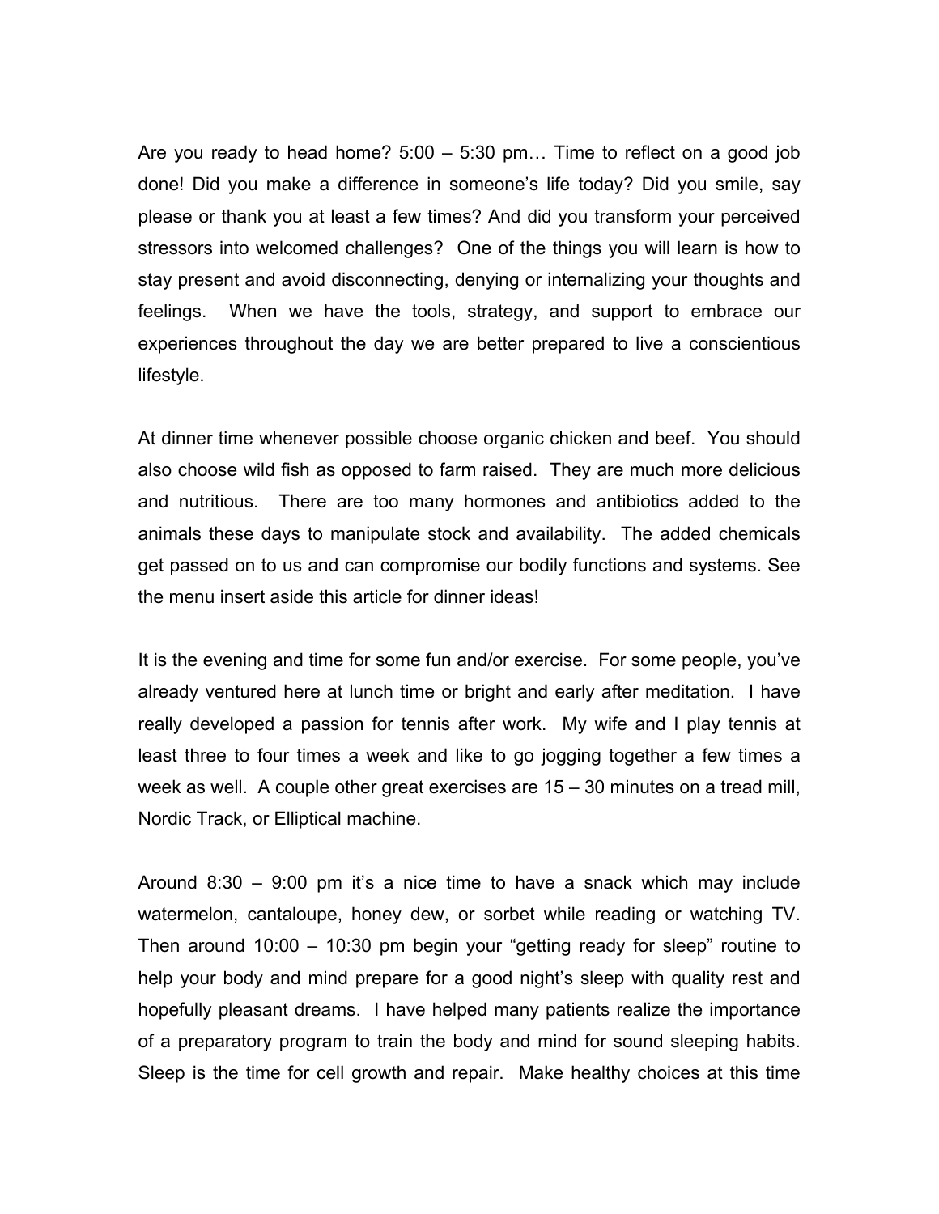Are you ready to head home? 5:00 – 5:30 pm… Time to reflect on a good job done! Did you make a difference in someone's life today? Did you smile, say please or thank you at least a few times? And did you transform your perceived stressors into welcomed challenges? One of the things you will learn is how to stay present and avoid disconnecting, denying or internalizing your thoughts and feelings. When we have the tools, strategy, and support to embrace our experiences throughout the day we are better prepared to live a conscientious lifestyle.

At dinner time whenever possible choose organic chicken and beef. You should also choose wild fish as opposed to farm raised. They are much more delicious and nutritious. There are too many hormones and antibiotics added to the animals these days to manipulate stock and availability. The added chemicals get passed on to us and can compromise our bodily functions and systems. See the menu insert aside this article for dinner ideas!

It is the evening and time for some fun and/or exercise. For some people, you've already ventured here at lunch time or bright and early after meditation. I have really developed a passion for tennis after work. My wife and I play tennis at least three to four times a week and like to go jogging together a few times a week as well. A couple other great exercises are 15 – 30 minutes on a tread mill, Nordic Track, or Elliptical machine.

Around 8:30 – 9:00 pm it's a nice time to have a snack which may include watermelon, cantaloupe, honey dew, or sorbet while reading or watching TV. Then around 10:00 – 10:30 pm begin your "getting ready for sleep" routine to help your body and mind prepare for a good night's sleep with quality rest and hopefully pleasant dreams. I have helped many patients realize the importance of a preparatory program to train the body and mind for sound sleeping habits. Sleep is the time for cell growth and repair. Make healthy choices at this time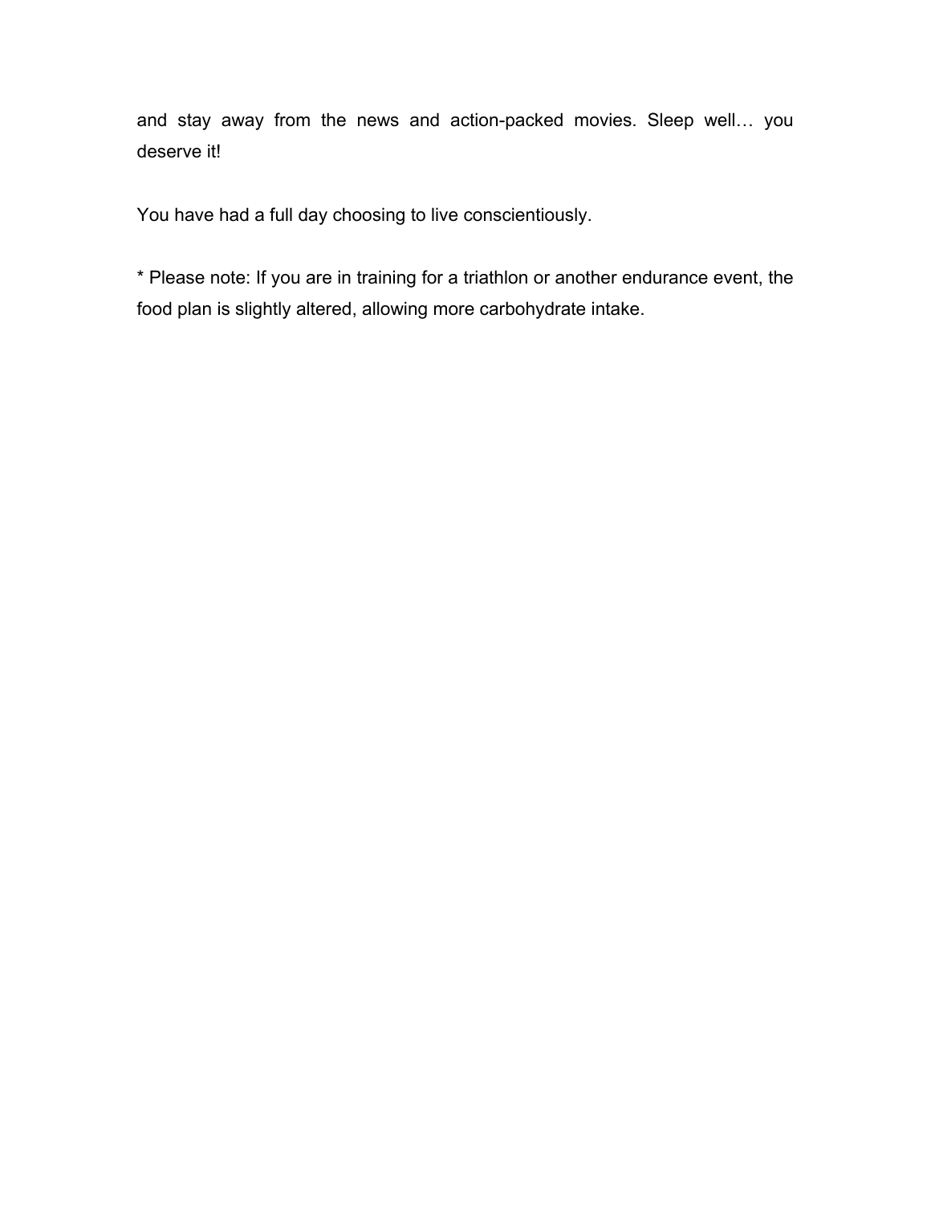and stay away from the news and action-packed movies. Sleep well… you deserve it!

You have had a full day choosing to live conscientiously.

* Please note: If you are in training for a triathlon or another endurance event, the food plan is slightly altered, allowing more carbohydrate intake.